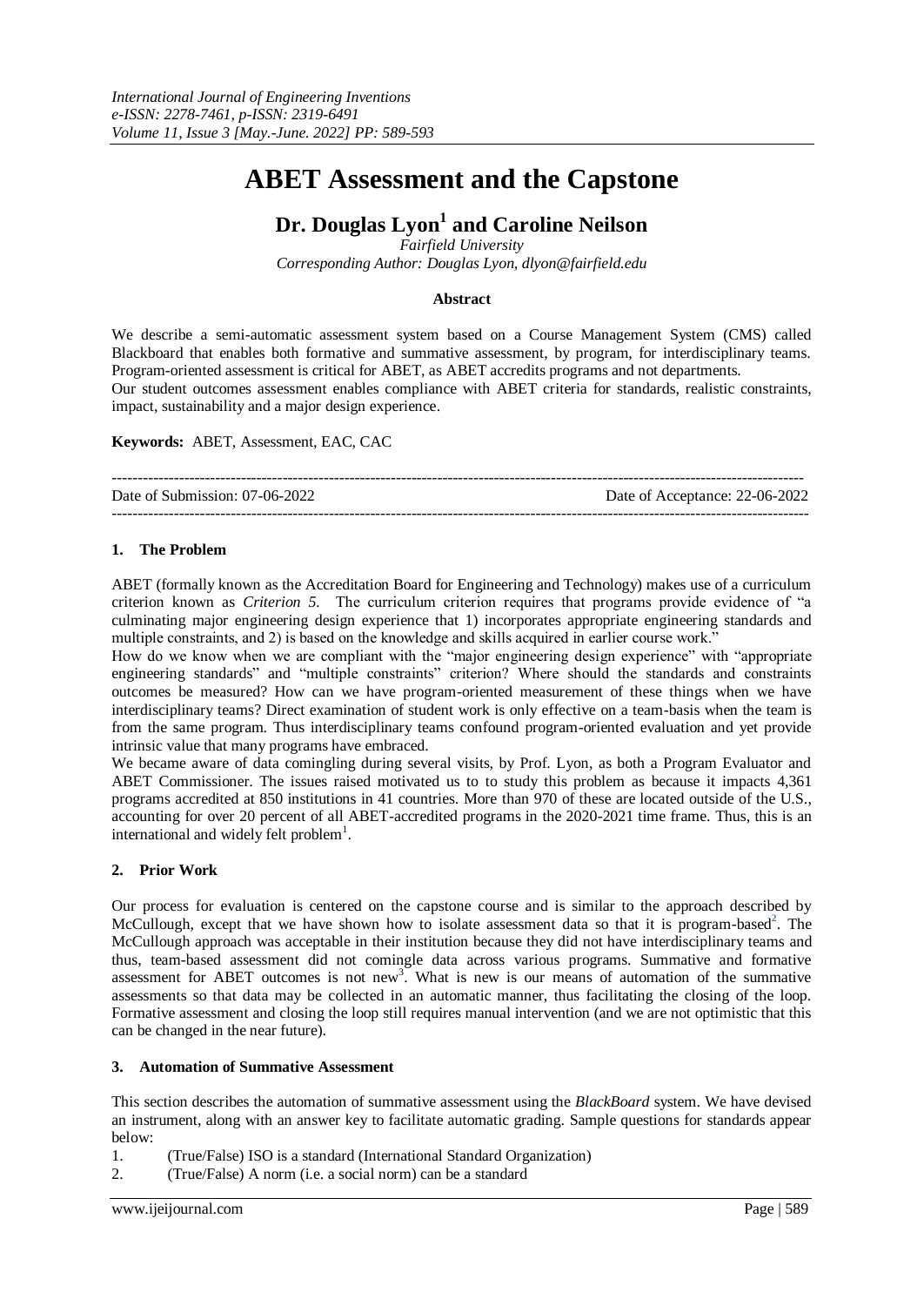# ABET Assessment and the Capstone

## Dr. Douglas Lyon[1] and Caroline Neilson

*Fairfield University*

*Corresponding Author: Douglas Lyon, dlyon@fairfield.edu*

### Abstract

We describe a semi-automatic assessment system based on a Course Management System (CMS) called Blackboard that enables both formative and summative assessment, by program, for interdisciplinary teams. Program-oriented assessment is critical for ABET, as ABET accredits programs and not departments.

Our student outcomes assessment enables compliance with ABET criteria for standards, realistic constraints, impact, sustainability and a major design experience.

**Keywords:** ABET, Assessment, EAC, CAC

---

Date of Submission: 07-06-2022 Date of Acceptance: 22-06-2022

---

## 1. The Problem

ABET (formally known as the Accreditation Board for Engineering and Technology) makes use of a curriculum criterion known as *Criterion 5.* The curriculum criterion requires that programs provide evidence of "a culminating major engineering design experience that 1) incorporates appropriate engineering standards and multiple constraints, and 2) is based on the knowledge and skills acquired in earlier course work."

How do we know when we are compliant with the "major engineering design experience" with "appropriate engineering standards" and "multiple constraints" criterion? Where should the standards and constraints outcomes be measured? How can we have program-oriented measurement of these things when we have interdisciplinary teams? Direct examination of student work is only effective on a team-basis when the team is from the same program. Thus interdisciplinary teams confound program-oriented evaluation and yet provide intrinsic value that many programs have embraced.

We became aware of data comingling during several visits, by Prof. Lyon, as both a Program Evaluator and ABET Commissioner. The issues raised motivated us to to study this problem as because it impacts 4,361 programs accredited at 850 institutions in 41 countries. More than 970 of these are located outside of the U.S., accounting for over 20 percent of all ABET-accredited programs in the 2020-2021 time frame. Thus, this is an international and widely felt problem[1].

## 2. Prior Work

Our process for evaluation is centered on the capstone course and is similar to the approach described by McCullough, except that we have shown how to isolate assessment data so that it is program-based[2]. The McCullough approach was acceptable in their institution because they did not have interdisciplinary teams and thus, team-based assessment did not comingle data across various programs. Summative and formative assessment for ABET outcomes is not new[3]. What is new is our means of automation of the summative assessments so that data may be collected in an automatic manner, thus facilitating the closing of the loop. Formative assessment and closing the loop still requires manual intervention (and we are not optimistic that this can be changed in the near future).

## 3. Automation of Summative Assessment

This section describes the automation of summative assessment using the *BlackBoard* system. We have devised an instrument, along with an answer key to facilitate automatic grading. Sample questions for standards appear below:

1. (True/False) ISO is a standard (International Standard Organization)
2. (True/False) A norm (i.e. a social norm) can be a standard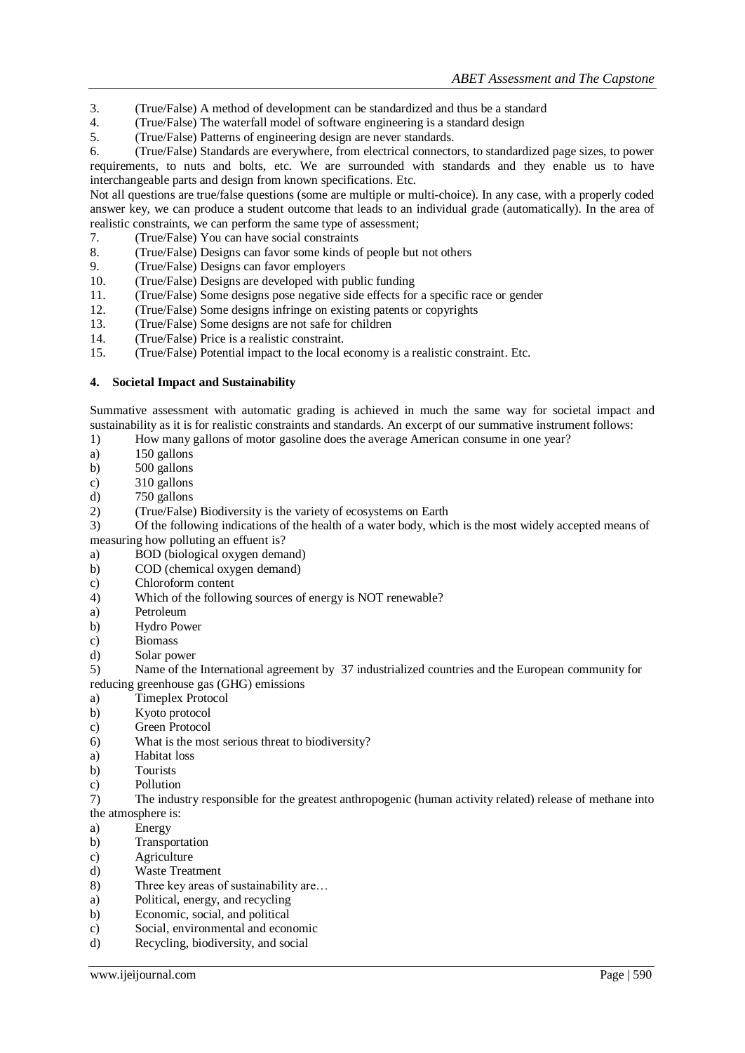3. (True/False) A method of development can be standardized and thus be a standard
4. (True/False) The waterfall model of software engineering is a standard design
5. (True/False) Patterns of engineering design are never standards.
6. (True/False) Standards are everywhere, from electrical connectors, to standardized page sizes, to power requirements, to nuts and bolts, etc. We are surrounded with standards and they enable us to have interchangeable parts and design from known specifications. Etc.

Not all questions are true/false questions (some are multiple or multi-choice). In any case, with a properly coded answer key, we can produce a student outcome that leads to an individual grade (automatically). In the area of realistic constraints, we can perform the same type of assessment;

7. (True/False) You can have social constraints
8. (True/False) Designs can favor some kinds of people but not others
9. (True/False) Designs can favor employers
10. (True/False) Designs are developed with public funding
11. (True/False) Some designs pose negative side effects for a specific race or gender
12. (True/False) Some designs infringe on existing patents or copyrights
13. (True/False) Some designs are not safe for children
14. (True/False) Price is a realistic constraint.
15. (True/False) Potential impact to the local economy is a realistic constraint. Etc.

## 4. Societal Impact and Sustainability

Summative assessment with automatic grading is achieved in much the same way for societal impact and sustainability as it is for realistic constraints and standards. An excerpt of our summative instrument follows:

1) How many gallons of motor gasoline does the average American consume in one year?
   a) 150 gallons
   b) 500 gallons
   c) 310 gallons
   d) 750 gallons
2) (True/False) Biodiversity is the variety of ecosystems on Earth
3) Of the following indications of the health of a water body, which is the most widely accepted means of measuring how polluting an effuent is?
   a) BOD (biological oxygen demand)
   b) COD (chemical oxygen demand)
   c) Chloroform content
4) Which of the following sources of energy is NOT renewable?
   a) Petroleum
   b) Hydro Power
   c) Biomass
   d) Solar power
5) Name of the International agreement by 37 industrialized countries and the European community for reducing greenhouse gas (GHG) emissions
   a) Timeplex Protocol
   b) Kyoto protocol
   c) Green Protocol
6) What is the most serious threat to biodiversity?
   a) Habitat loss
   b) Tourists
   c) Pollution
7) The industry responsible for the greatest anthropogenic (human activity related) release of methane into the atmosphere is:
   a) Energy
   b) Transportation
   c) Agriculture
   d) Waste Treatment
8) Three key areas of sustainability are…
   a) Political, energy, and recycling
   b) Economic, social, and political
   c) Social, environmental and economic
   d) Recycling, biodiversity, and social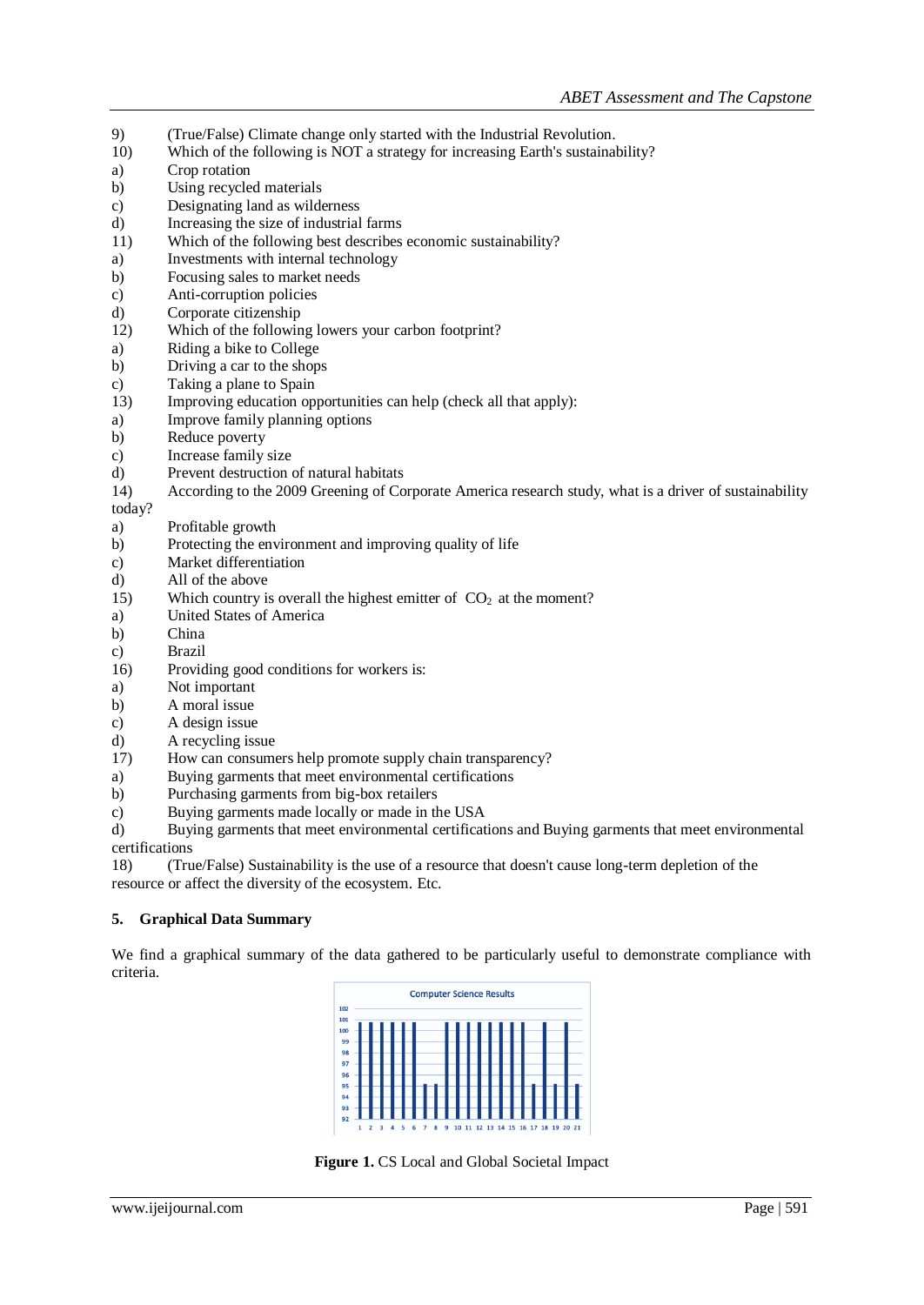9) (True/False) Climate change only started with the Industrial Revolution.

10) Which of the following is NOT a strategy for increasing Earth's sustainability?

a) Crop rotation
b) Using recycled materials
c) Designating land as wilderness
d) Increasing the size of industrial farms

11) Which of the following best describes economic sustainability?

a) Investments with internal technology
b) Focusing sales to market needs
c) Anti-corruption policies
d) Corporate citizenship

12) Which of the following lowers your carbon footprint?

a) Riding a bike to College
b) Driving a car to the shops
c) Taking a plane to Spain

13) Improving education opportunities can help (check all that apply):

a) Improve family planning options
b) Reduce poverty
c) Increase family size
d) Prevent destruction of natural habitats

14) According to the 2009 Greening of Corporate America research study, what is a driver of sustainability today?

a) Profitable growth
b) Protecting the environment and improving quality of life
c) Market differentiation
d) All of the above

15) Which country is overall the highest emitter of $CO_2$ at the moment?

a) United States of America
b) China
c) Brazil

16) Providing good conditions for workers is:

a) Not important
b) A moral issue
c) A design issue
d) A recycling issue

17) How can consumers help promote supply chain transparency?

a) Buying garments that meet environmental certifications
b) Purchasing garments from big-box retailers
c) Buying garments made locally or made in the USA
d) Buying garments that meet environmental certifications and Buying garments that meet environmental certifications

18) (True/False) Sustainability is the use of a resource that doesn't cause long-term depletion of the resource or affect the diversity of the ecosystem. Etc.

## 5. Graphical Data Summary

We find a graphical summary of the data gathered to be particularly useful to demonstrate compliance with criteria.

**Figure 1.** CS Local and Global Societal Impact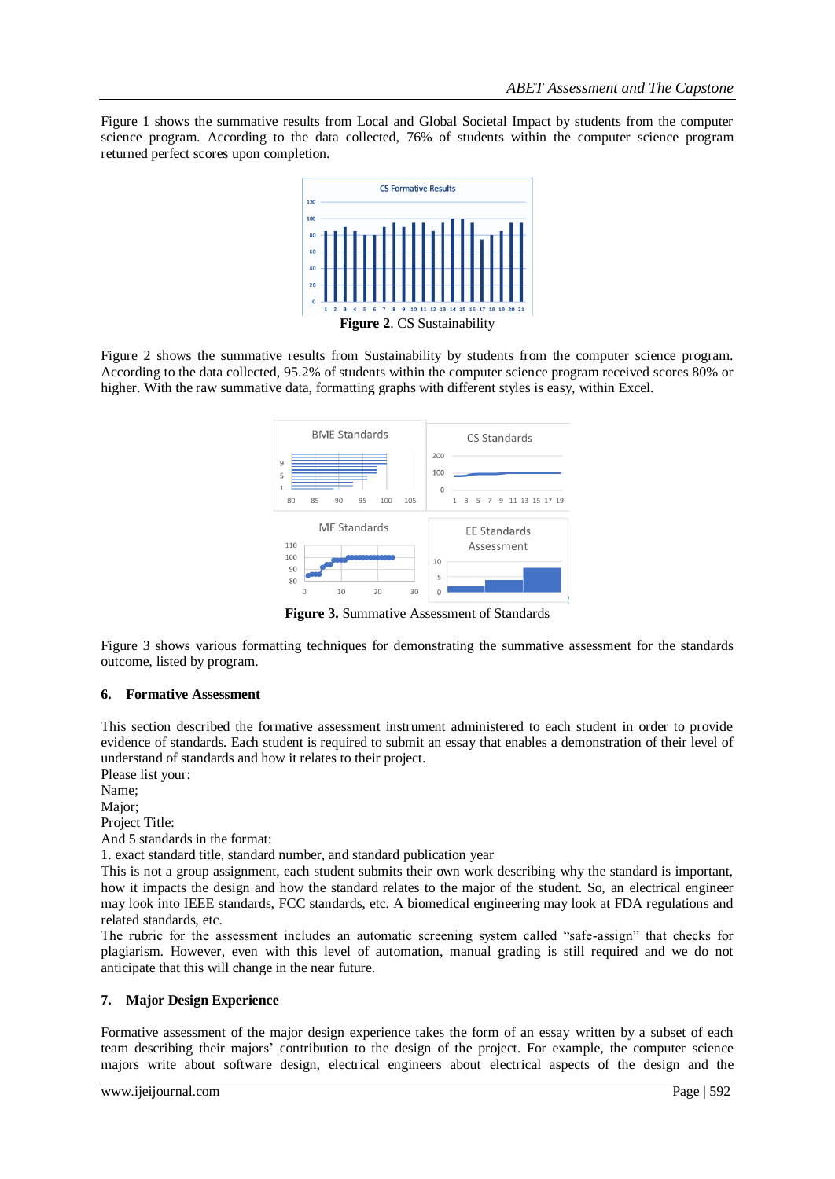Figure 1 shows the summative results from Local and Global Societal Impact by students from the computer science program. According to the data collected, 76% of students within the computer science program returned perfect scores upon completion.

**Figure 2**. CS Sustainability

Figure 2 shows the summative results from Sustainability by students from the computer science program. According to the data collected, 95.2% of students within the computer science program received scores 80% or higher. With the raw summative data, formatting graphs with different styles is easy, within Excel.

**Figure 3.** Summative Assessment of Standards

Figure 3 shows various formatting techniques for demonstrating the summative assessment for the standards outcome, listed by program.

## 6. Formative Assessment

This section described the formative assessment instrument administered to each student in order to provide evidence of standards. Each student is required to submit an essay that enables a demonstration of their level of understand of standards and how it relates to their project.

Please list your:
Name;
Major;
Project Title:
And 5 standards in the format:
1. exact standard title, standard number, and standard publication year

This is not a group assignment, each student submits their own work describing why the standard is important, how it impacts the design and how the standard relates to the major of the student. So, an electrical engineer may look into IEEE standards, FCC standards, etc. A biomedical engineering may look at FDA regulations and related standards, etc.

The rubric for the assessment includes an automatic screening system called "safe-assign" that checks for plagiarism. However, even with this level of automation, manual grading is still required and we do not anticipate that this will change in the near future.

## 7. Major Design Experience

Formative assessment of the major design experience takes the form of an essay written by a subset of each team describing their majors' contribution to the design of the project. For example, the computer science majors write about software design, electrical engineers about electrical aspects of the design and the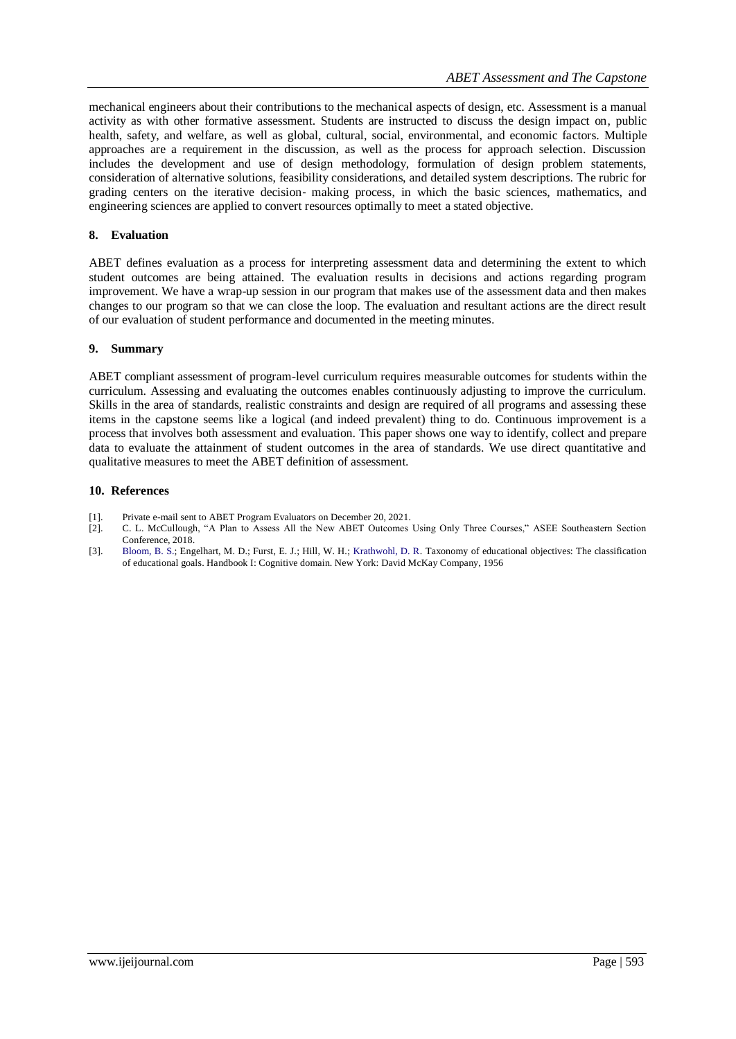mechanical engineers about their contributions to the mechanical aspects of design, etc. Assessment is a manual activity as with other formative assessment. Students are instructed to discuss the design impact on, public health, safety, and welfare, as well as global, cultural, social, environmental, and economic factors. Multiple approaches are a requirement in the discussion, as well as the process for approach selection. Discussion includes the development and use of design methodology, formulation of design problem statements, consideration of alternative solutions, feasibility considerations, and detailed system descriptions. The rubric for grading centers on the iterative decision- making process, in which the basic sciences, mathematics, and engineering sciences are applied to convert resources optimally to meet a stated objective.

## 8. Evaluation

ABET defines evaluation as a process for interpreting assessment data and determining the extent to which student outcomes are being attained. The evaluation results in decisions and actions regarding program improvement. We have a wrap-up session in our program that makes use of the assessment data and then makes changes to our program so that we can close the loop. The evaluation and resultant actions are the direct result of our evaluation of student performance and documented in the meeting minutes.

## 9. Summary

ABET compliant assessment of program-level curriculum requires measurable outcomes for students within the curriculum. Assessing and evaluating the outcomes enables continuously adjusting to improve the curriculum. Skills in the area of standards, realistic constraints and design are required of all programs and assessing these items in the capstone seems like a logical (and indeed prevalent) thing to do. Continuous improvement is a process that involves both assessment and evaluation. This paper shows one way to identify, collect and prepare data to evaluate the attainment of student outcomes in the area of standards. We use direct quantitative and qualitative measures to meet the ABET definition of assessment.

## 10. References

[1]. Private e-mail sent to ABET Program Evaluators on December 20, 2021.

[2]. C. L. McCullough, "A Plan to Assess All the New ABET Outcomes Using Only Three Courses," ASEE Southeastern Section Conference, 2018.

[3]. Bloom, B. S.; Engelhart, M. D.; Furst, E. J.; Hill, W. H.; Krathwohl, D. R. Taxonomy of educational objectives: The classification of educational goals. Handbook I: Cognitive domain. New York: David McKay Company, 1956